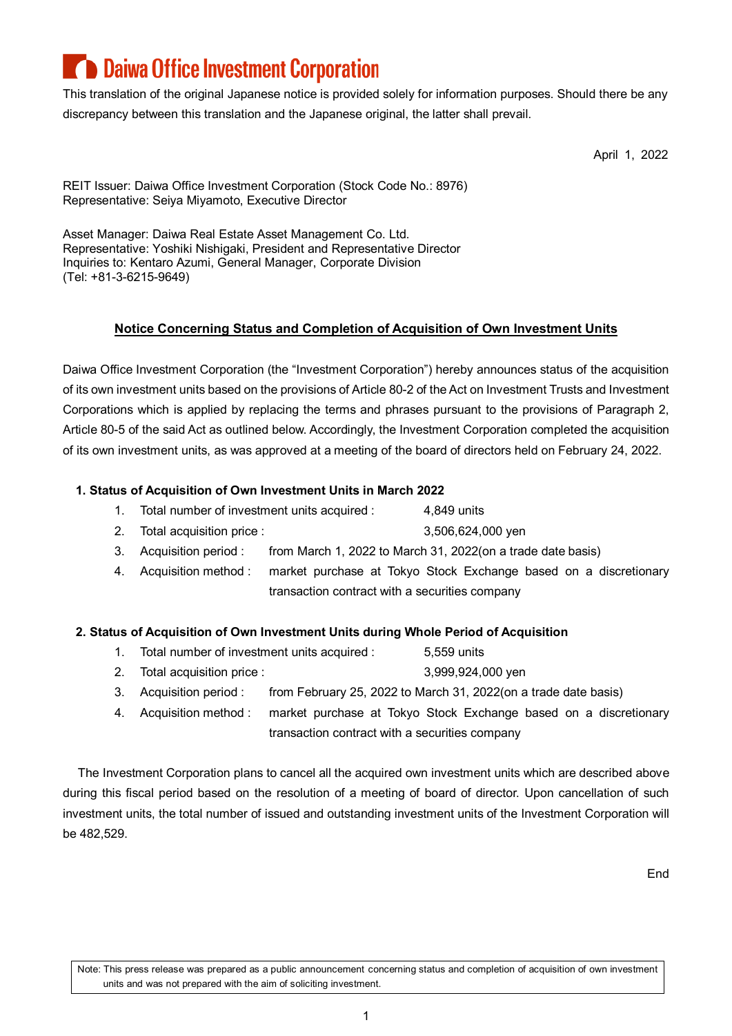# Daiwa Office Investment Corporation

This translation of the original Japanese notice is provided solely for information purposes. Should there be any discrepancy between this translation and the Japanese original, the latter shall prevail.

April 1, 2022

REIT Issuer: Daiwa Office Investment Corporation (Stock Code No.: 8976)
Representative: Seiya Miyamoto, Executive Director

Asset Manager: Daiwa Real Estate Asset Management Co. Ltd.
Representative: Yoshiki Nishigaki, President and Representative Director
Inquiries to: Kentaro Azumi, General Manager, Corporate Division
(Tel: +81-3-6215-9649)

## Notice Concerning Status and Completion of Acquisition of Own Investment Units

Daiwa Office Investment Corporation (the "Investment Corporation") hereby announces status of the acquisition of its own investment units based on the provisions of Article 80-2 of the Act on Investment Trusts and Investment Corporations which is applied by replacing the terms and phrases pursuant to the provisions of Paragraph 2, Article 80-5 of the said Act as outlined below. Accordingly, the Investment Corporation completed the acquisition of its own investment units, as was approved at a meeting of the board of directors held on February 24, 2022.

### 1. Status of Acquisition of Own Investment Units in March 2022

1. Total number of investment units acquired : 4,849 units
2. Total acquisition price : 3,506,624,000 yen
3. Acquisition period : from March 1, 2022 to March 31, 2022(on a trade date basis)
4. Acquisition method : market purchase at Tokyo Stock Exchange based on a discretionary transaction contract with a securities company

### 2. Status of Acquisition of Own Investment Units during Whole Period of Acquisition

1. Total number of investment units acquired : 5,559 units
2. Total acquisition price : 3,999,924,000 yen
3. Acquisition period : from February 25, 2022 to March 31, 2022(on a trade date basis)
4. Acquisition method : market purchase at Tokyo Stock Exchange based on a discretionary transaction contract with a securities company

The Investment Corporation plans to cancel all the acquired own investment units which are described above during this fiscal period based on the resolution of a meeting of board of director. Upon cancellation of such investment units, the total number of issued and outstanding investment units of the Investment Corporation will be 482,529.

End

Note: This press release was prepared as a public announcement concerning status and completion of acquisition of own investment units and was not prepared with the aim of soliciting investment.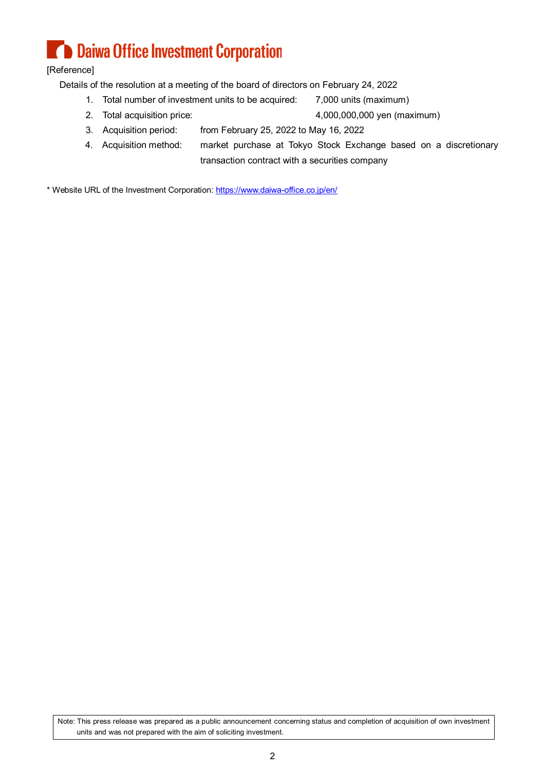[Reference]

Details of the resolution at a meeting of the board of directors on February 24, 2022

1. Total number of investment units to be acquired: 7,000 units (maximum)
2. Total acquisition price: 4,000,000,000 yen (maximum)
3. Acquisition period: from February 25, 2022 to May 16, 2022
4. Acquisition method: market purchase at Tokyo Stock Exchange based on a discretionary transaction contract with a securities company

* Website URL of the Investment Corporation: https://www.daiwa-office.co.jp/en/

Note: This press release was prepared as a public announcement concerning status and completion of acquisition of own investment units and was not prepared with the aim of soliciting investment.